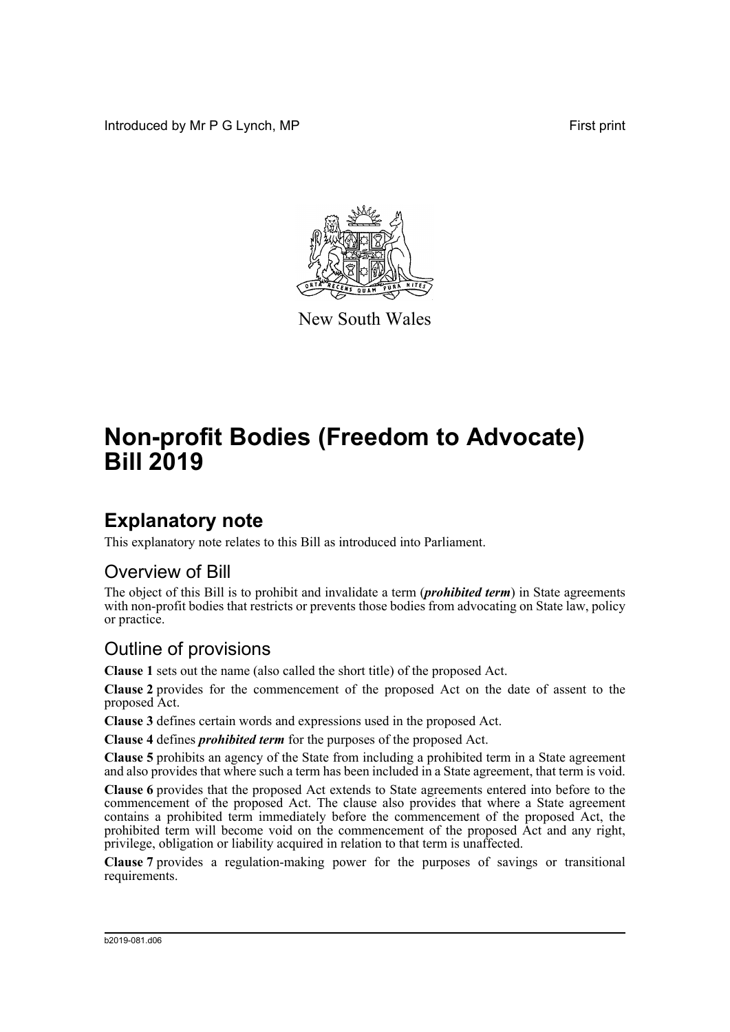Introduced by Mr P G Lynch, MP First print

New South Wales

# Non-profit Bodies (Freedom to Advocate) Bill 2019

## Explanatory note

This explanatory note relates to this Bill as introduced into Parliament.

### Overview of Bill

The object of this Bill is to prohibit and invalidate a term (***prohibited term***) in State agreements with non-profit bodies that restricts or prevents those bodies from advocating on State law, policy or practice.

### Outline of provisions

**Clause 1** sets out the name (also called the short title) of the proposed Act.

**Clause 2** provides for the commencement of the proposed Act on the date of assent to the proposed Act.

**Clause 3** defines certain words and expressions used in the proposed Act.

**Clause 4** defines ***prohibited term*** for the purposes of the proposed Act.

**Clause 5** prohibits an agency of the State from including a prohibited term in a State agreement and also provides that where such a term has been included in a State agreement, that term is void.

**Clause 6** provides that the proposed Act extends to State agreements entered into before to the commencement of the proposed Act. The clause also provides that where a State agreement contains a prohibited term immediately before the commencement of the proposed Act, the prohibited term will become void on the commencement of the proposed Act and any right, privilege, obligation or liability acquired in relation to that term is unaffected.

**Clause 7** provides a regulation-making power for the purposes of savings or transitional requirements.

b2019-081.d06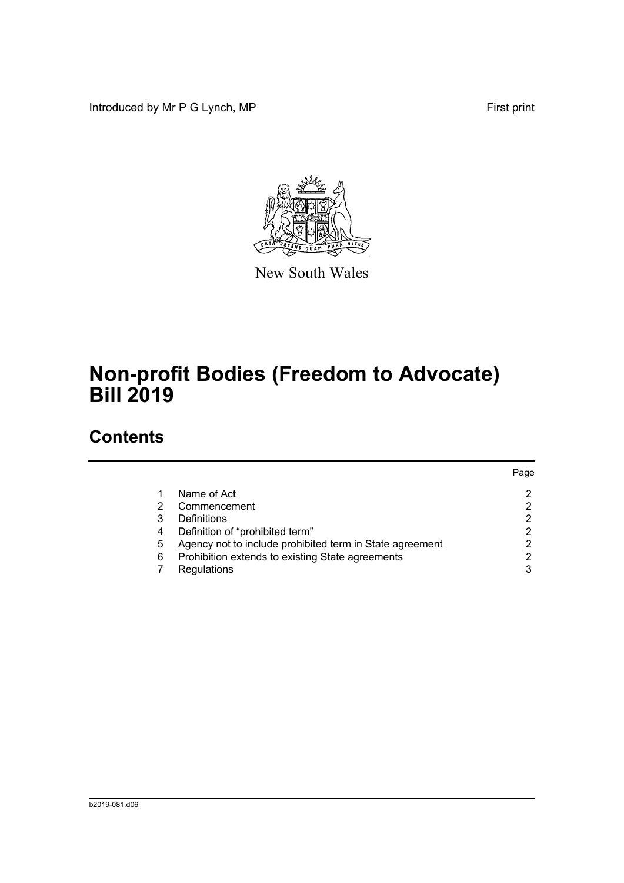Introduced by Mr P G Lynch, MP First print

New South Wales

# Non-profit Bodies (Freedom to Advocate) Bill 2019

## Contents

| | | Page |
|---|---|---|
| 1 | Name of Act | 2 |
| 2 | Commencement | 2 |
| 3 | Definitions | 2 |
| 4 | Definition of "prohibited term" | 2 |
| 5 | Agency not to include prohibited term in State agreement | 2 |
| 6 | Prohibition extends to existing State agreements | 2 |
| 7 | Regulations | 3 |

b2019-081.d06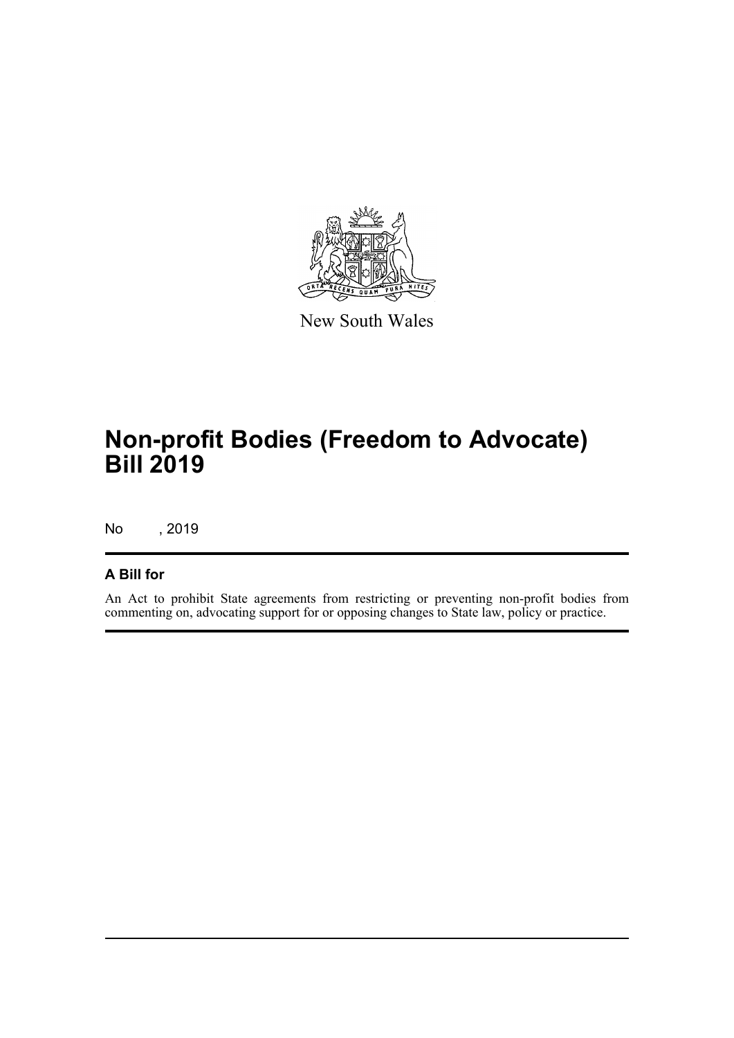New South Wales

# Non-profit Bodies (Freedom to Advocate) Bill 2019

No , 2019

### A Bill for

An Act to prohibit State agreements from restricting or preventing non-profit bodies from commenting on, advocating support for or opposing changes to State law, policy or practice.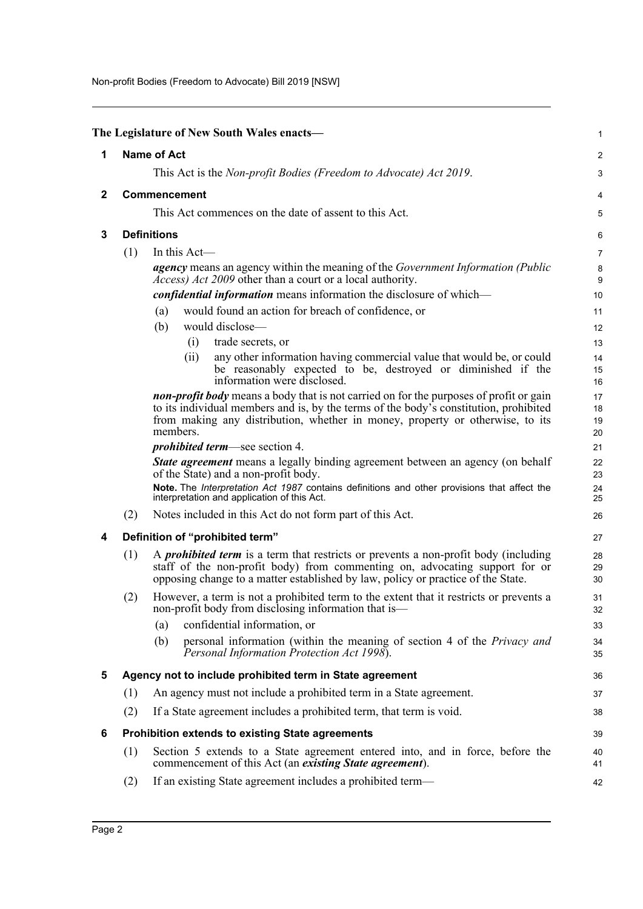The Legislature of New South Wales enacts—

## 1 Name of Act

This Act is the *Non-profit Bodies (Freedom to Advocate) Act 2019*.

## 2 Commencement

This Act commences on the date of assent to this Act.

## 3 Definitions

(1) In this Act—

***agency*** means an agency within the meaning of the *Government Information (Public Access) Act 2009* other than a court or a local authority.

***confidential information*** means information the disclosure of which—

(a) would found an action for breach of confidence, or

(b) would disclose—

(i) trade secrets, or

(ii) any other information having commercial value that would be, or could be reasonably expected to be, destroyed or diminished if the information were disclosed.

***non-profit body*** means a body that is not carried on for the purposes of profit or gain to its individual members and is, by the terms of the body's constitution, prohibited from making any distribution, whether in money, property or otherwise, to its members.

***prohibited term***—see section 4.

***State agreement*** means a legally binding agreement between an agency (on behalf of the State) and a non-profit body.

**Note.** The *Interpretation Act 1987* contains definitions and other provisions that affect the interpretation and application of this Act.

(2) Notes included in this Act do not form part of this Act.

## 4 Definition of "prohibited term"

(1) A ***prohibited term*** is a term that restricts or prevents a non-profit body (including staff of the non-profit body) from commenting on, advocating support for or opposing change to a matter established by law, policy or practice of the State.

(2) However, a term is not a prohibited term to the extent that it restricts or prevents a non-profit body from disclosing information that is—

(a) confidential information, or

(b) personal information (within the meaning of section 4 of the *Privacy and Personal Information Protection Act 1998*).

## 5 Agency not to include prohibited term in State agreement

(1) An agency must not include a prohibited term in a State agreement.

(2) If a State agreement includes a prohibited term, that term is void.

## 6 Prohibition extends to existing State agreements

(1) Section 5 extends to a State agreement entered into, and in force, before the commencement of this Act (an ***existing State agreement***).

(2) If an existing State agreement includes a prohibited term—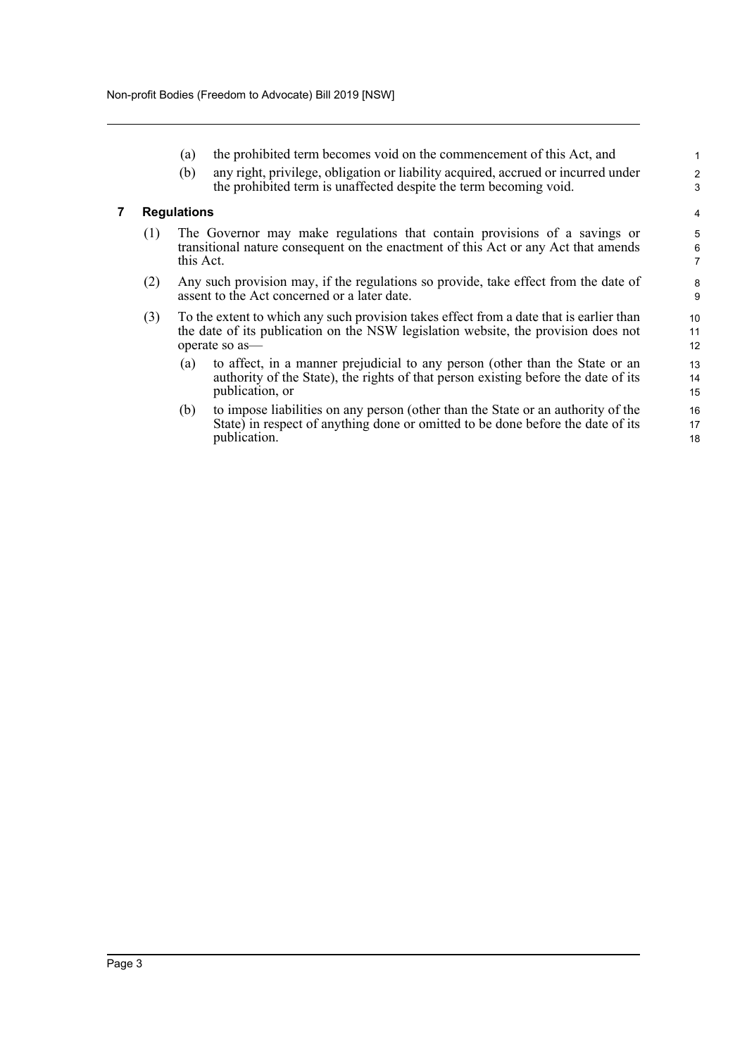(a) the prohibited term becomes void on the commencement of this Act, and

(b) any right, privilege, obligation or liability acquired, accrued or incurred under the prohibited term is unaffected despite the term becoming void.

## 7 Regulations

(1) The Governor may make regulations that contain provisions of a savings or transitional nature consequent on the enactment of this Act or any Act that amends this Act.

(2) Any such provision may, if the regulations so provide, take effect from the date of assent to the Act concerned or a later date.

(3) To the extent to which any such provision takes effect from a date that is earlier than the date of its publication on the NSW legislation website, the provision does not operate so as—

(a) to affect, in a manner prejudicial to any person (other than the State or an authority of the State), the rights of that person existing before the date of its publication, or

(b) to impose liabilities on any person (other than the State or an authority of the State) in respect of anything done or omitted to be done before the date of its publication.